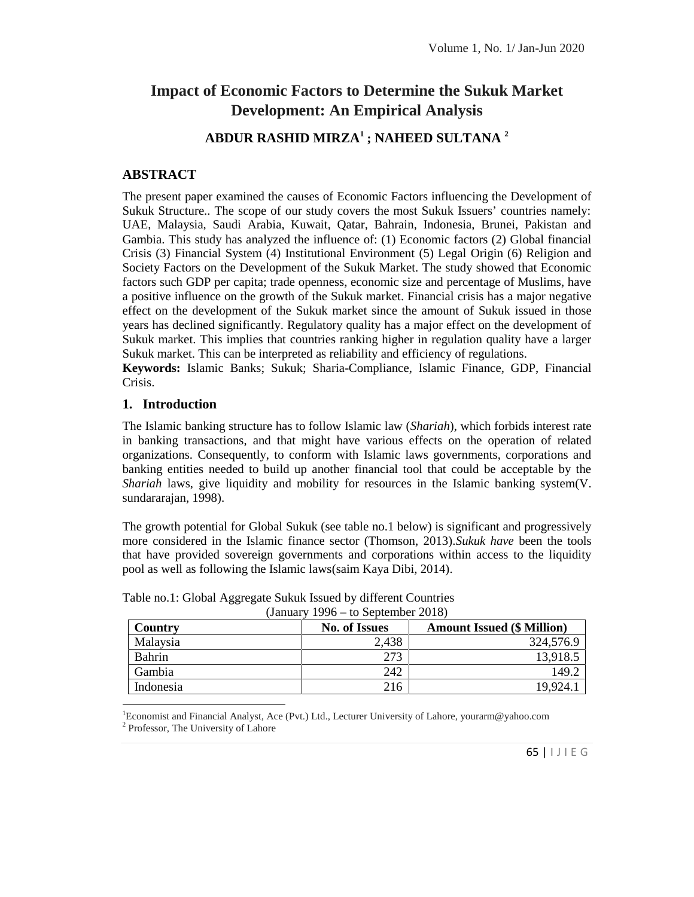# Impact of Economic Factors to Determine the Sukuk Market Development: An Empirical Analysis

**ABDUR RASHID MIRZA[1] ; NAHEED SULTANA [2]**

## ABSTRACT

The present paper examined the causes of Economic Factors influencing the Development of Sukuk Structure.. The scope of our study covers the most Sukuk Issuers' countries namely: UAE, Malaysia, Saudi Arabia, Kuwait, Qatar, Bahrain, Indonesia, Brunei, Pakistan and Gambia. This study has analyzed the influence of: (1) Economic factors (2) Global financial Crisis (3) Financial System (4) Institutional Environment (5) Legal Origin (6) Religion and Society Factors on the Development of the Sukuk Market. The study showed that Economic factors such GDP per capita; trade openness, economic size and percentage of Muslims, have a positive influence on the growth of the Sukuk market. Financial crisis has a major negative effect on the development of the Sukuk market since the amount of Sukuk issued in those years has declined significantly. Regulatory quality has a major effect on the development of Sukuk market. This implies that countries ranking higher in regulation quality have a larger Sukuk market. This can be interpreted as reliability and efficiency of regulations.

**Keywords:** Islamic Banks; Sukuk; Sharia-Compliance, Islamic Finance, GDP, Financial Crisis.

## 1. Introduction

The Islamic banking structure has to follow Islamic law (*Shariah*), which forbids interest rate in banking transactions, and that might have various effects on the operation of related organizations. Consequently, to conform with Islamic laws governments, corporations and banking entities needed to build up another financial tool that could be acceptable by the *Shariah* laws, give liquidity and mobility for resources in the Islamic banking system(V. sundararajan, 1998).

The growth potential for Global Sukuk (see table no.1 below) is significant and progressively more considered in the Islamic finance sector (Thomson, 2013).*Sukuk have* been the tools that have provided sovereign governments and corporations within access to the liquidity pool as well as following the Islamic laws(saim Kaya Dibi, 2014).

Table no.1: Global Aggregate Sukuk Issued by different Countries
(January 1996 – to September 2018)

| Country | No. of Issues | Amount Issued ($ Million) |
|---|---|---|
| Malaysia | 2,438 | 324,576.9 |
| Bahrin | 273 | 13,918.5 |
| Gambia | 242 | 149.2 |
| Indonesia | 216 | 19,924.1 |

[1] Economist and Financial Analyst, Ace (Pvt.) Ltd., Lecturer University of Lahore, yourarm@yahoo.com
[2] Professor, The University of Lahore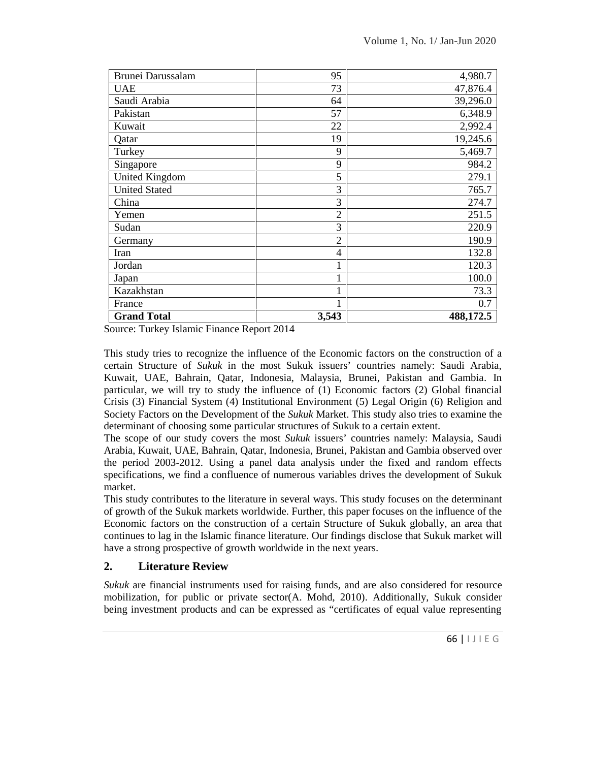| | | |
|---|---|---|
| Brunei Darussalam | 95 | 4,980.7 |
| UAE | 73 | 47,876.4 |
| Saudi Arabia | 64 | 39,296.0 |
| Pakistan | 57 | 6,348.9 |
| Kuwait | 22 | 2,992.4 |
| Qatar | 19 | 19,245.6 |
| Turkey | 9 | 5,469.7 |
| Singapore | 9 | 984.2 |
| United Kingdom | 5 | 279.1 |
| United Stated | 3 | 765.7 |
| China | 3 | 274.7 |
| Yemen | 2 | 251.5 |
| Sudan | 3 | 220.9 |
| Germany | 2 | 190.9 |
| Iran | 4 | 132.8 |
| Jordan | 1 | 120.3 |
| Japan | 1 | 100.0 |
| Kazakhstan | 1 | 73.3 |
| France | 1 | 0.7 |
| **Grand Total** | **3,543** | **488,172.5** |

Source: Turkey Islamic Finance Report 2014

This study tries to recognize the influence of the Economic factors on the construction of a certain Structure of *Sukuk* in the most Sukuk issuers' countries namely: Saudi Arabia, Kuwait, UAE, Bahrain, Qatar, Indonesia, Malaysia, Brunei, Pakistan and Gambia. In particular, we will try to study the influence of (1) Economic factors (2) Global financial Crisis (3) Financial System (4) Institutional Environment (5) Legal Origin (6) Religion and Society Factors on the Development of the *Sukuk* Market. This study also tries to examine the determinant of choosing some particular structures of Sukuk to a certain extent.

The scope of our study covers the most *Sukuk* issuers' countries namely: Malaysia, Saudi Arabia, Kuwait, UAE, Bahrain, Qatar, Indonesia, Brunei, Pakistan and Gambia observed over the period 2003-2012. Using a panel data analysis under the fixed and random effects specifications, we find a confluence of numerous variables drives the development of Sukuk market.

This study contributes to the literature in several ways. This study focuses on the determinant of growth of the Sukuk markets worldwide. Further, this paper focuses on the influence of the Economic factors on the construction of a certain Structure of Sukuk globally, an area that continues to lag in the Islamic finance literature. Our findings disclose that Sukuk market will have a strong prospective of growth worldwide in the next years.

## 2. Literature Review

*Sukuk* are financial instruments used for raising funds, and are also considered for resource mobilization, for public or private sector(A. Mohd, 2010). Additionally, Sukuk consider being investment products and can be expressed as "certificates of equal value representing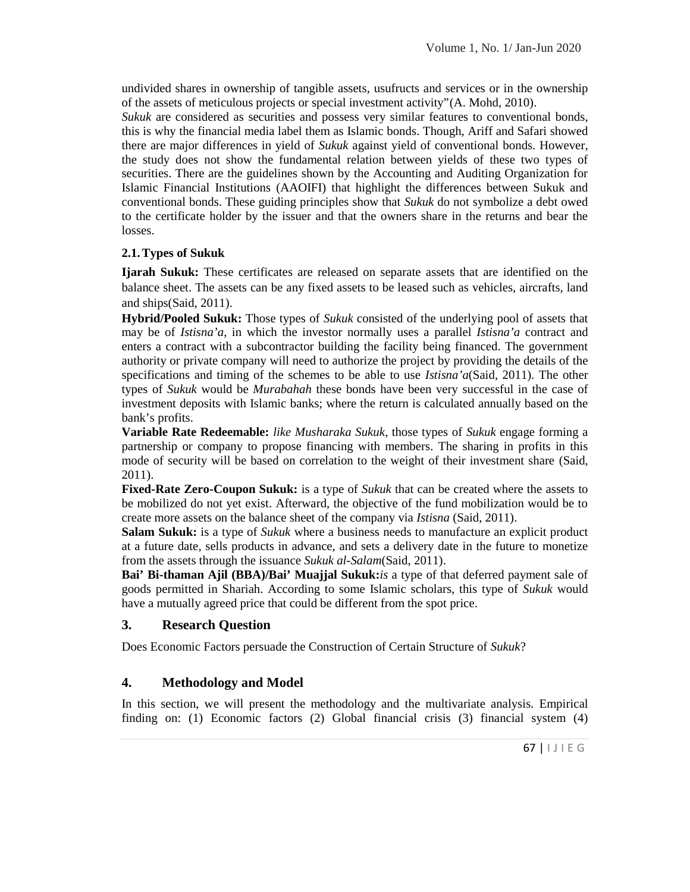undivided shares in ownership of tangible assets, usufructs and services or in the ownership of the assets of meticulous projects or special investment activity"(A. Mohd, 2010).

*Sukuk* are considered as securities and possess very similar features to conventional bonds, this is why the financial media label them as Islamic bonds. Though, Ariff and Safari showed there are major differences in yield of *Sukuk* against yield of conventional bonds. However, the study does not show the fundamental relation between yields of these two types of securities. There are the guidelines shown by the Accounting and Auditing Organization for Islamic Financial Institutions (AAOIFI) that highlight the differences between Sukuk and conventional bonds. These guiding principles show that *Sukuk* do not symbolize a debt owed to the certificate holder by the issuer and that the owners share in the returns and bear the losses.

### 2.1. Types of Sukuk

**Ijarah Sukuk:** These certificates are released on separate assets that are identified on the balance sheet. The assets can be any fixed assets to be leased such as vehicles, aircrafts, land and ships(Said, 2011).

**Hybrid/Pooled Sukuk:** Those types of *Sukuk* consisted of the underlying pool of assets that may be of *Istisna'a*, in which the investor normally uses a parallel *Istisna'a* contract and enters a contract with a subcontractor building the facility being financed. The government authority or private company will need to authorize the project by providing the details of the specifications and timing of the schemes to be able to use *Istisna'a*(Said, 2011). The other types of *Sukuk* would be *Murabahah* these bonds have been very successful in the case of investment deposits with Islamic banks; where the return is calculated annually based on the bank's profits.

**Variable Rate Redeemable:** *like Musharaka Sukuk*, those types of *Sukuk* engage forming a partnership or company to propose financing with members. The sharing in profits in this mode of security will be based on correlation to the weight of their investment share (Said, 2011).

**Fixed-Rate Zero-Coupon Sukuk:** is a type of *Sukuk* that can be created where the assets to be mobilized do not yet exist. Afterward, the objective of the fund mobilization would be to create more assets on the balance sheet of the company via *Istisna* (Said, 2011).

**Salam Sukuk:** is a type of *Sukuk* where a business needs to manufacture an explicit product at a future date, sells products in advance, and sets a delivery date in the future to monetize from the assets through the issuance *Sukuk al-Salam*(Said, 2011).

**Bai' Bi-thaman Ajil (BBA)/Bai' Muajjal Sukuk:***is* a type of that deferred payment sale of goods permitted in Shariah. According to some Islamic scholars, this type of *Sukuk* would have a mutually agreed price that could be different from the spot price.

## 3. Research Question

Does Economic Factors persuade the Construction of Certain Structure of *Sukuk*?

## 4. Methodology and Model

In this section, we will present the methodology and the multivariate analysis. Empirical finding on: (1) Economic factors (2) Global financial crisis (3) financial system (4)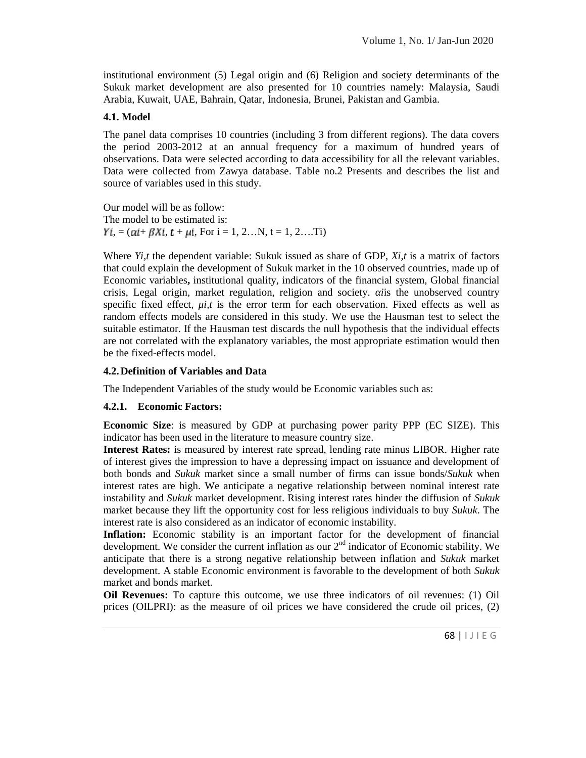institutional environment (5) Legal origin and (6) Religion and society determinants of the Sukuk market development are also presented for 10 countries namely: Malaysia, Saudi Arabia, Kuwait, UAE, Bahrain, Qatar, Indonesia, Brunei, Pakistan and Gambia.

### 4.1. Model

The panel data comprises 10 countries (including 3 from different regions). The data covers the period 2003-2012 at an annual frequency for a maximum of hundred years of observations. Data were selected according to data accessibility for all the relevant variables. Data were collected from Zawya database. Table no.2 Presents and describes the list and source of variables used in this study.

Our model will be as follow:
The model to be estimated is:
$Y_i$, = ($\alpha_i$+ $\beta X_i$, $t$ + $\mu_i$, For i = 1, 2…N, t = 1, 2….Ti)

Where *Yi,t* the dependent variable: Sukuk issued as share of GDP, *Xi,t* is a matrix of factors that could explain the development of Sukuk market in the 10 observed countries, made up of Economic variables**,** institutional quality, indicators of the financial system, Global financial crisis, Legal origin, market regulation, religion and society. $\alpha_i$is the unobserved country specific fixed effect, $\mu_{i,t}$ is the error term for each observation. Fixed effects as well as random effects models are considered in this study. We use the Hausman test to select the suitable estimator. If the Hausman test discards the null hypothesis that the individual effects are not correlated with the explanatory variables, the most appropriate estimation would then be the fixed-effects model.

### 4.2. Definition of Variables and Data

The Independent Variables of the study would be Economic variables such as:

#### 4.2.1. Economic Factors:

**Economic Size**: is measured by GDP at purchasing power parity PPP (EC SIZE). This indicator has been used in the literature to measure country size.

**Interest Rates:** is measured by interest rate spread, lending rate minus LIBOR. Higher rate of interest gives the impression to have a depressing impact on issuance and development of both bonds and *Sukuk* market since a small number of firms can issue bonds/*Sukuk* when interest rates are high. We anticipate a negative relationship between nominal interest rate instability and *Sukuk* market development. Rising interest rates hinder the diffusion of *Sukuk* market because they lift the opportunity cost for less religious individuals to buy *Sukuk*. The interest rate is also considered as an indicator of economic instability.

**Inflation:** Economic stability is an important factor for the development of financial development. We consider the current inflation as our 2nd indicator of Economic stability. We anticipate that there is a strong negative relationship between inflation and *Sukuk* market development. A stable Economic environment is favorable to the development of both *Sukuk* market and bonds market.

**Oil Revenues:** To capture this outcome, we use three indicators of oil revenues: (1) Oil prices (OILPRI): as the measure of oil prices we have considered the crude oil prices, (2)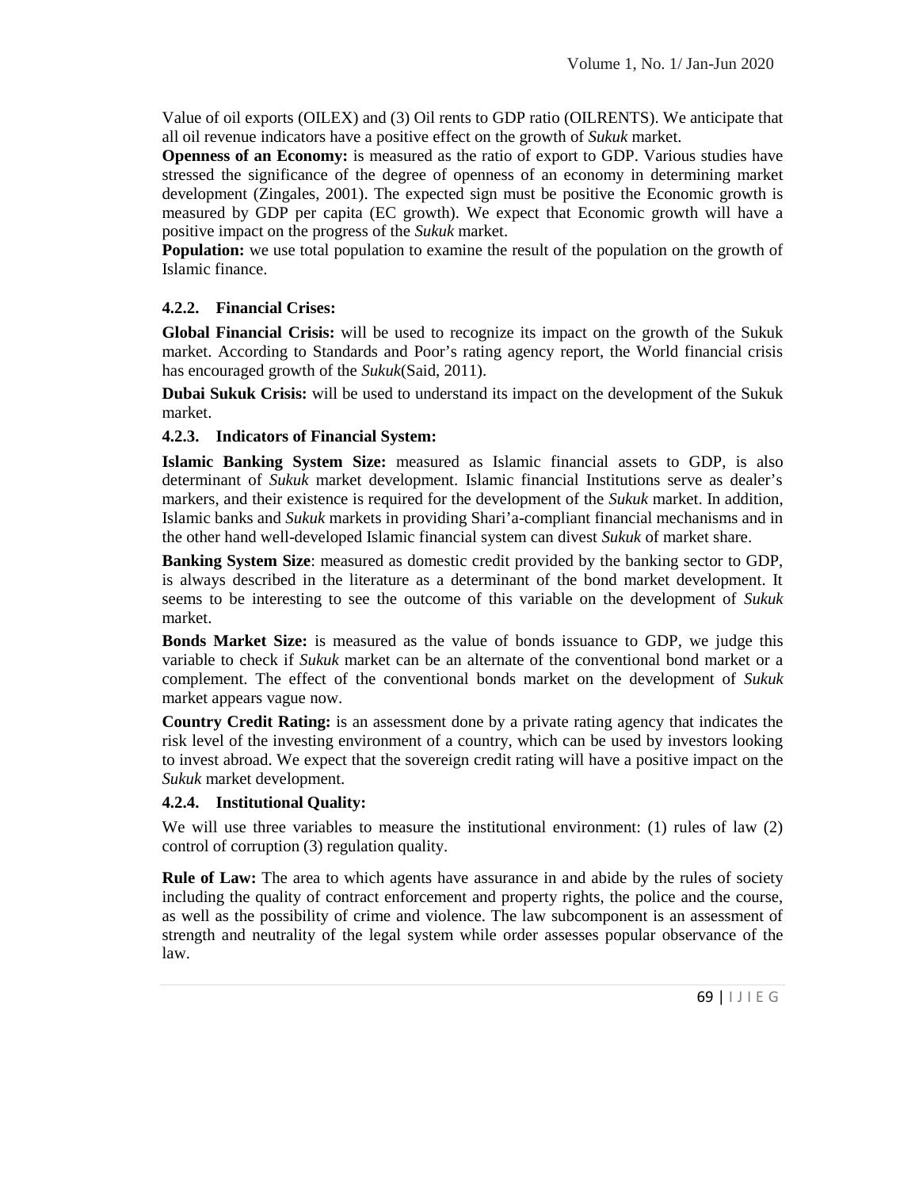Value of oil exports (OILEX) and (3) Oil rents to GDP ratio (OILRENTS). We anticipate that all oil revenue indicators have a positive effect on the growth of *Sukuk* market.

**Openness of an Economy:** is measured as the ratio of export to GDP. Various studies have stressed the significance of the degree of openness of an economy in determining market development (Zingales, 2001). The expected sign must be positive the Economic growth is measured by GDP per capita (EC growth). We expect that Economic growth will have a positive impact on the progress of the *Sukuk* market.

**Population:** we use total population to examine the result of the population on the growth of Islamic finance.

#### 4.2.2. Financial Crises:

**Global Financial Crisis:** will be used to recognize its impact on the growth of the Sukuk market. According to Standards and Poor's rating agency report, the World financial crisis has encouraged growth of the *Sukuk*(Said, 2011).

**Dubai Sukuk Crisis:** will be used to understand its impact on the development of the Sukuk market.

#### 4.2.3. Indicators of Financial System:

**Islamic Banking System Size:** measured as Islamic financial assets to GDP, is also determinant of *Sukuk* market development. Islamic financial Institutions serve as dealer's markers, and their existence is required for the development of the *Sukuk* market. In addition, Islamic banks and *Sukuk* markets in providing Shari'a-compliant financial mechanisms and in the other hand well-developed Islamic financial system can divest *Sukuk* of market share.

**Banking System Size**: measured as domestic credit provided by the banking sector to GDP, is always described in the literature as a determinant of the bond market development. It seems to be interesting to see the outcome of this variable on the development of *Sukuk* market.

**Bonds Market Size:** is measured as the value of bonds issuance to GDP, we judge this variable to check if *Sukuk* market can be an alternate of the conventional bond market or a complement. The effect of the conventional bonds market on the development of *Sukuk* market appears vague now.

**Country Credit Rating:** is an assessment done by a private rating agency that indicates the risk level of the investing environment of a country, which can be used by investors looking to invest abroad. We expect that the sovereign credit rating will have a positive impact on the *Sukuk* market development.

#### 4.2.4. Institutional Quality:

We will use three variables to measure the institutional environment: (1) rules of law (2) control of corruption (3) regulation quality.

**Rule of Law:** The area to which agents have assurance in and abide by the rules of society including the quality of contract enforcement and property rights, the police and the course, as well as the possibility of crime and violence. The law subcomponent is an assessment of strength and neutrality of the legal system while order assesses popular observance of the law.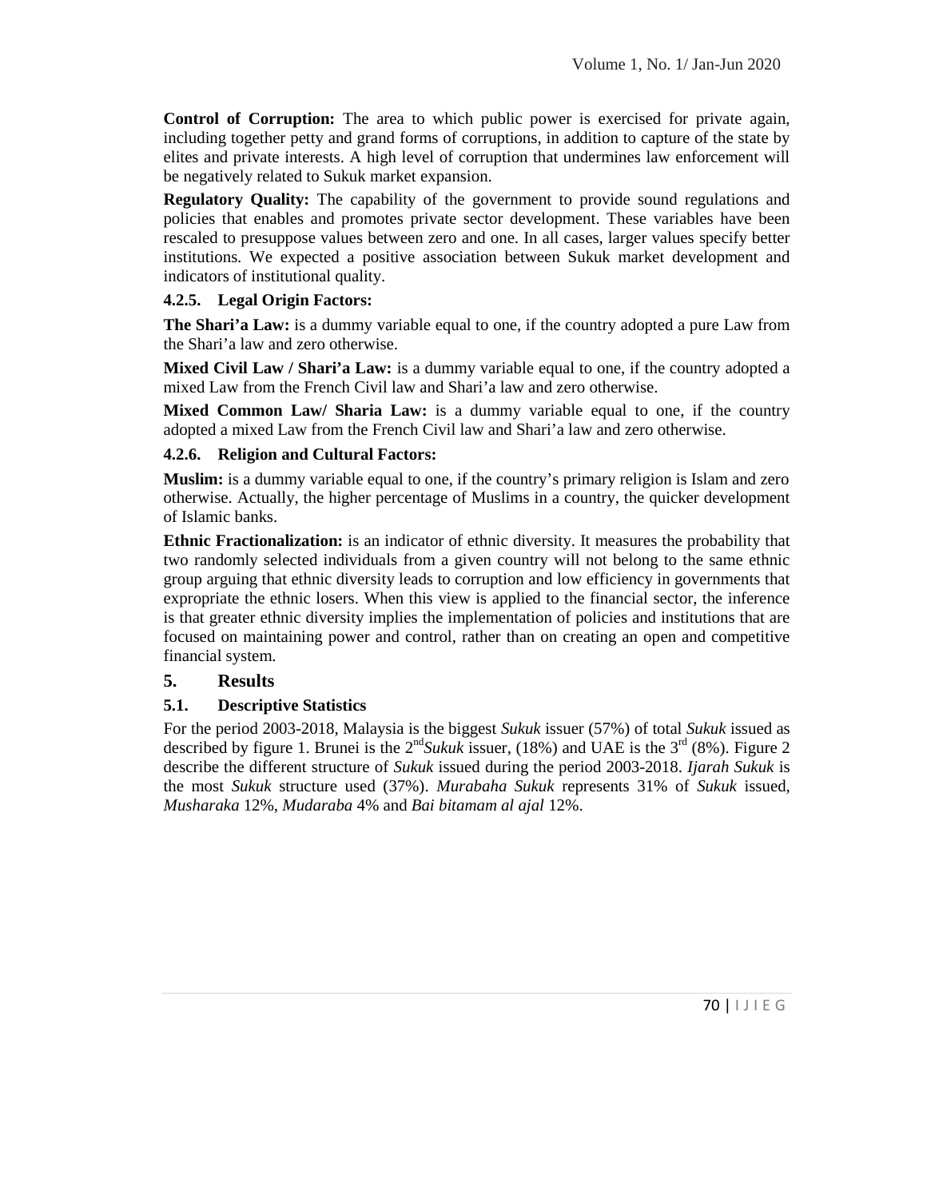**Control of Corruption:** The area to which public power is exercised for private again, including together petty and grand forms of corruptions, in addition to capture of the state by elites and private interests. A high level of corruption that undermines law enforcement will be negatively related to Sukuk market expansion.

**Regulatory Quality:** The capability of the government to provide sound regulations and policies that enables and promotes private sector development. These variables have been rescaled to presuppose values between zero and one. In all cases, larger values specify better institutions. We expected a positive association between Sukuk market development and indicators of institutional quality.

#### 4.2.5. Legal Origin Factors:

**The Shari'a Law:** is a dummy variable equal to one, if the country adopted a pure Law from the Shari'a law and zero otherwise.

**Mixed Civil Law / Shari'a Law:** is a dummy variable equal to one, if the country adopted a mixed Law from the French Civil law and Shari'a law and zero otherwise.

**Mixed Common Law/ Sharia Law:** is a dummy variable equal to one, if the country adopted a mixed Law from the French Civil law and Shari'a law and zero otherwise.

#### 4.2.6. Religion and Cultural Factors:

**Muslim:** is a dummy variable equal to one, if the country's primary religion is Islam and zero otherwise. Actually, the higher percentage of Muslims in a country, the quicker development of Islamic banks.

**Ethnic Fractionalization:** is an indicator of ethnic diversity. It measures the probability that two randomly selected individuals from a given country will not belong to the same ethnic group arguing that ethnic diversity leads to corruption and low efficiency in governments that expropriate the ethnic losers. When this view is applied to the financial sector, the inference is that greater ethnic diversity implies the implementation of policies and institutions that are focused on maintaining power and control, rather than on creating an open and competitive financial system.

## 5. Results

### 5.1. Descriptive Statistics

For the period 2003-2018, Malaysia is the biggest *Sukuk* issuer (57%) of total *Sukuk* issued as described by figure 1. Brunei is the 2nd *Sukuk* issuer, (18%) and UAE is the 3rd (8%). Figure 2 describe the different structure of *Sukuk* issued during the period 2003-2018. *Ijarah Sukuk* is the most *Sukuk* structure used (37%). *Murabaha Sukuk* represents 31% of *Sukuk* issued, *Musharaka* 12%, *Mudaraba* 4% and *Bai bitamam al ajal* 12%.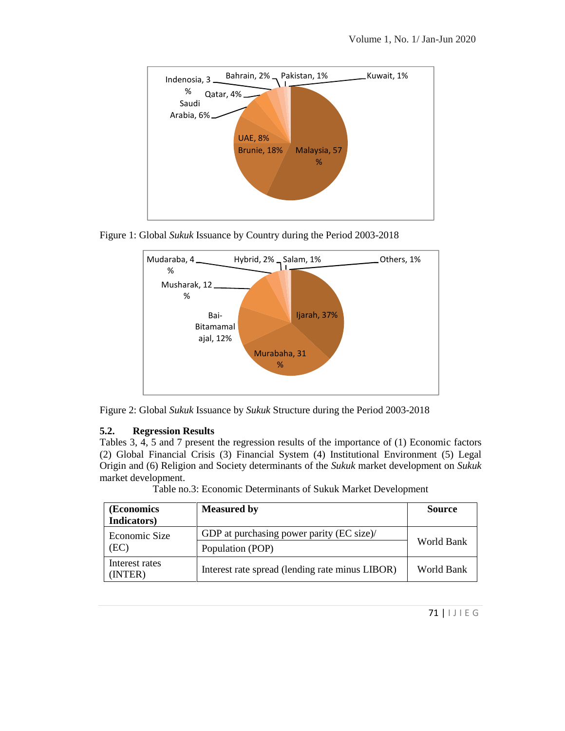Figure 1: Global *Sukuk* Issuance by Country during the Period 2003-2018

Figure 2: Global *Sukuk* Issuance by *Sukuk* Structure during the Period 2003-2018

### 5.2. Regression Results

Tables 3, 4, 5 and 7 present the regression results of the importance of (1) Economic factors (2) Global Financial Crisis (3) Financial System (4) Institutional Environment (5) Legal Origin and (6) Religion and Society determinants of the *Sukuk* market development on *Sukuk* market development.

Table no.3: Economic Determinants of Sukuk Market Development

| (Economics Indicators) | Measured by | Source |
|---|---|---|
| Economic Size (EC) | GDP at purchasing power parity (EC size)/ Population (POP) | World Bank |
| Interest rates (INTER) | Interest rate spread (lending rate minus LIBOR) | World Bank |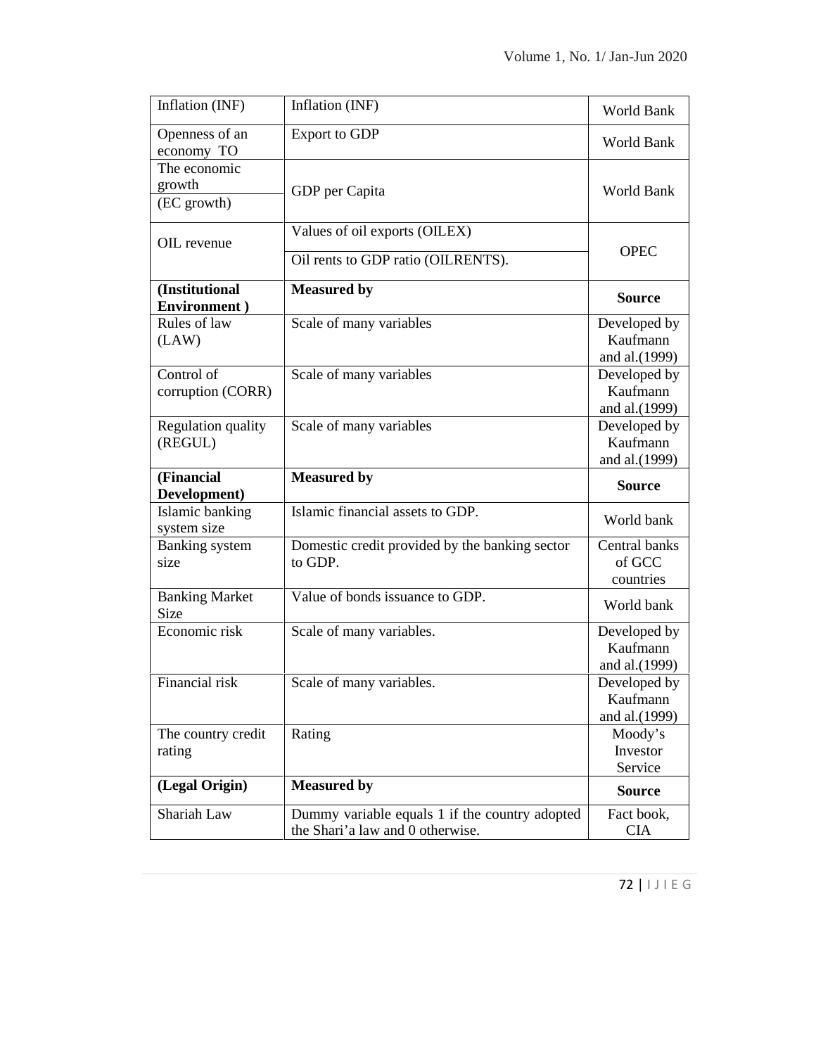| Inflation (INF) | Inflation (INF) | World Bank |
|---|---|---|
| Openness of an economy TO | Export to GDP | World Bank |
| The economic growth (EC growth) | GDP per Capita | World Bank |
| OIL revenue | Values of oil exports (OILEX) | OPEC |
| | Oil rents to GDP ratio (OILRENTS). | |
| **(Institutional Environment )** | **Measured by** | **Source** |
| Rules of law (LAW) | Scale of many variables | Developed by Kaufmann and al.(1999) |
| Control of corruption (CORR) | Scale of many variables | Developed by Kaufmann and al.(1999) |
| Regulation quality (REGUL) | Scale of many variables | Developed by Kaufmann and al.(1999) |
| **(Financial Development)** | **Measured by** | **Source** |
| Islamic banking system size | Islamic financial assets to GDP. | World bank |
| Banking system size | Domestic credit provided by the banking sector to GDP. | Central banks of GCC countries |
| Banking Market Size | Value of bonds issuance to GDP. | World bank |
| Economic risk | Scale of many variables. | Developed by Kaufmann and al.(1999) |
| Financial risk | Scale of many variables. | Developed by Kaufmann and al.(1999) |
| The country credit rating | Rating | Moody's Investor Service |
| **(Legal Origin)** | **Measured by** | **Source** |
| Shariah Law | Dummy variable equals 1 if the country adopted the Shari'a law and 0 otherwise. | Fact book, CIA |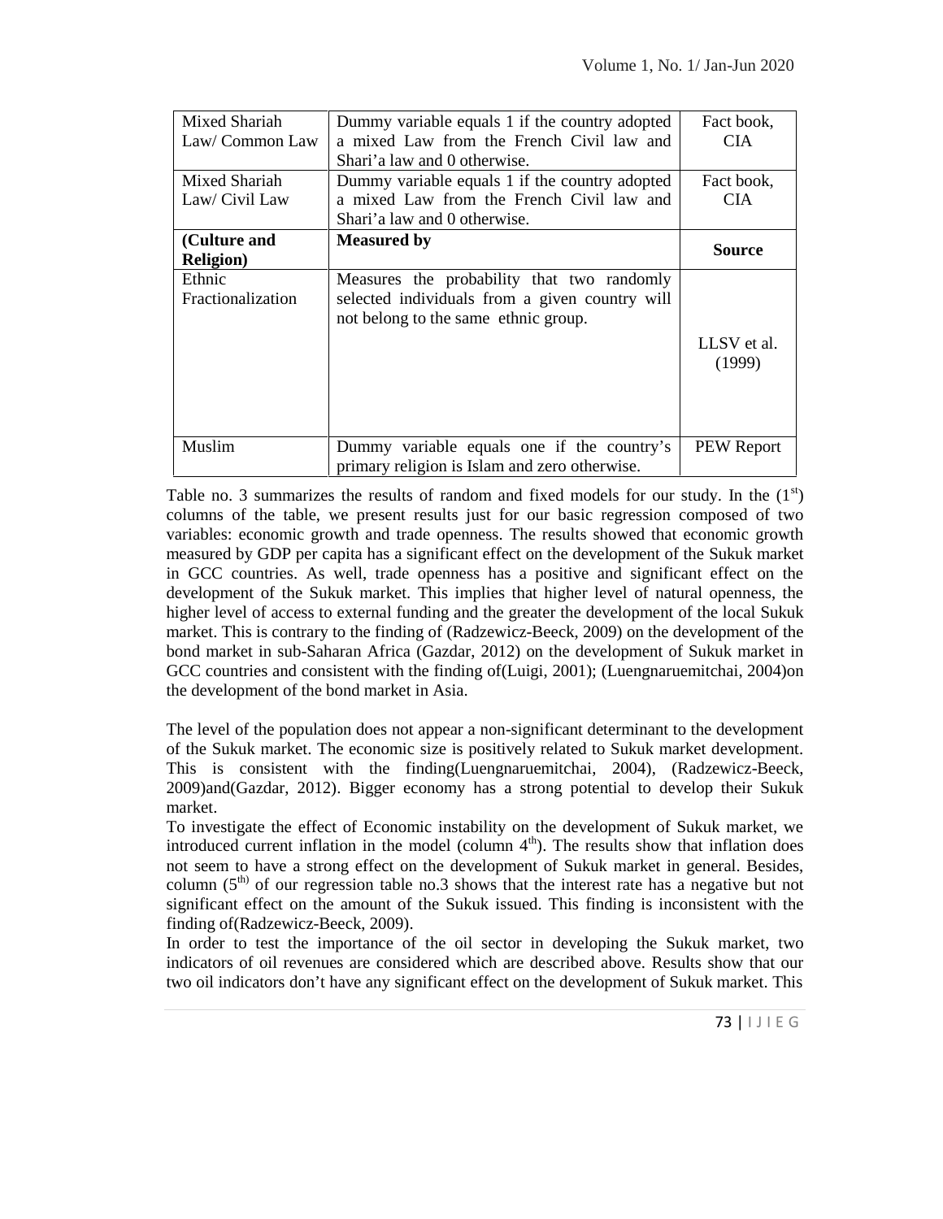| Mixed Shariah Law/ Common Law | Dummy variable equals 1 if the country adopted a mixed Law from the French Civil law and Shari'a law and 0 otherwise. | Fact book, CIA |
|---|---|---|
| Mixed Shariah Law/ Civil Law | Dummy variable equals 1 if the country adopted a mixed Law from the French Civil law and Shari'a law and 0 otherwise. | Fact book, CIA |
| **(Culture and Religion)** | **Measured by** | **Source** |
| Ethnic Fractionalization | Measures the probability that two randomly selected individuals from a given country will not belong to the same ethnic group. | LLSV et al. (1999) |
| Muslim | Dummy variable equals one if the country's primary religion is Islam and zero otherwise. | PEW Report |

Table no. 3 summarizes the results of random and fixed models for our study. In the (1st) columns of the table, we present results just for our basic regression composed of two variables: economic growth and trade openness. The results showed that economic growth measured by GDP per capita has a significant effect on the development of the Sukuk market in GCC countries. As well, trade openness has a positive and significant effect on the development of the Sukuk market. This implies that higher level of natural openness, the higher level of access to external funding and the greater the development of the local Sukuk market. This is contrary to the finding of (Radzewicz-Beeck, 2009) on the development of the bond market in sub-Saharan Africa (Gazdar, 2012) on the development of Sukuk market in GCC countries and consistent with the finding of(Luigi, 2001); (Luengnaruemitchai, 2004)on the development of the bond market in Asia.

The level of the population does not appear a non-significant determinant to the development of the Sukuk market. The economic size is positively related to Sukuk market development. This is consistent with the finding(Luengnaruemitchai, 2004), (Radzewicz-Beeck, 2009)and(Gazdar, 2012). Bigger economy has a strong potential to develop their Sukuk market.

To investigate the effect of Economic instability on the development of Sukuk market, we introduced current inflation in the model (column 4th). The results show that inflation does not seem to have a strong effect on the development of Sukuk market in general. Besides, column (5th) of our regression table no.3 shows that the interest rate has a negative but not significant effect on the amount of the Sukuk issued. This finding is inconsistent with the finding of(Radzewicz-Beeck, 2009).

In order to test the importance of the oil sector in developing the Sukuk market, two indicators of oil revenues are considered which are described above. Results show that our two oil indicators don't have any significant effect on the development of Sukuk market. This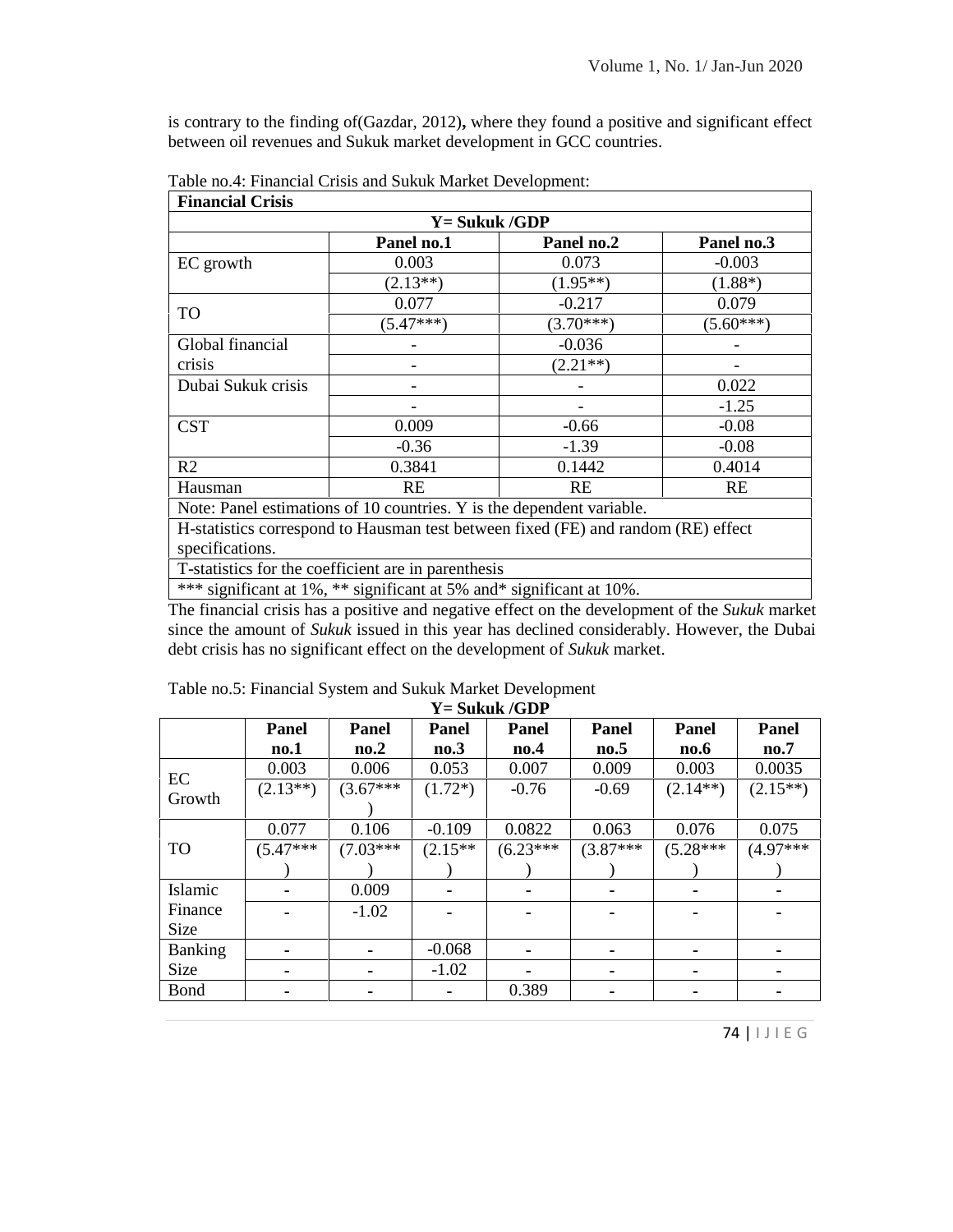is contrary to the finding of(Gazdar, 2012)**,** where they found a positive and significant effect between oil revenues and Sukuk market development in GCC countries.

Table no.4: Financial Crisis and Sukuk Market Development:

| **Financial Crisis** | | | |
|---|---|---|---|
| | **Y= Sukuk /GDP** | | |
| | **Panel no.1** | **Panel no.2** | **Panel no.3** |
| EC growth | 0.003 | 0.073 | -0.003 |
| | (2.13**) | (1.95**) | (1.88*) |
| TO | 0.077 | -0.217 | 0.079 |
| | (5.47***) | (3.70***) | (5.60***) |
| Global financial crisis | - | -0.036 | - |
| | - | (2.21**) | - |
| Dubai Sukuk crisis | - | - | 0.022 |
| | - | - | -1.25 |
| CST | 0.009 | -0.66 | -0.08 |
| | -0.36 | -1.39 | -0.08 |
| R2 | 0.3841 | 0.1442 | 0.4014 |
| Hausman | RE | RE | RE |

Note: Panel estimations of 10 countries. Y is the dependent variable.

H-statistics correspond to Hausman test between fixed (FE) and random (RE) effect specifications.

T-statistics for the coefficient are in parenthesis

*** significant at 1%, ** significant at 5% and* significant at 10%.

The financial crisis has a positive and negative effect on the development of the *Sukuk* market since the amount of *Sukuk* issued in this year has declined considerably. However, the Dubai debt crisis has no significant effect on the development of *Sukuk* market.

Table no.5: Financial System and Sukuk Market Development

| | **Y= Sukuk /GDP** | | | | | | |
|---|---|---|---|---|---|---|---|
| | **Panel no.1** | **Panel no.2** | **Panel no.3** | **Panel no.4** | **Panel no.5** | **Panel no.6** | **Panel no.7** |
| EC Growth | 0.003 | 0.006 | 0.053 | 0.007 | 0.009 | 0.003 | 0.0035 |
| | (2.13**) | (3.67***) | (1.72*) | -0.76 | -0.69 | (2.14**) | (2.15**) |
| TO | 0.077 | 0.106 | -0.109 | 0.0822 | 0.063 | 0.076 | 0.075 |
| | (5.47***) | (7.03***) | (2.15**) | (6.23***) | (3.87***) | (5.28***) | (4.97***) |
| Islamic Finance Size | - | 0.009 | - | - | - | - | - |
| | - | -1.02 | - | - | - | - | - |
| Banking Size | - | - | -0.068 | - | - | - | - |
| | - | - | -1.02 | - | - | - | - |
| Bond | - | - | - | 0.389 | - | - | - |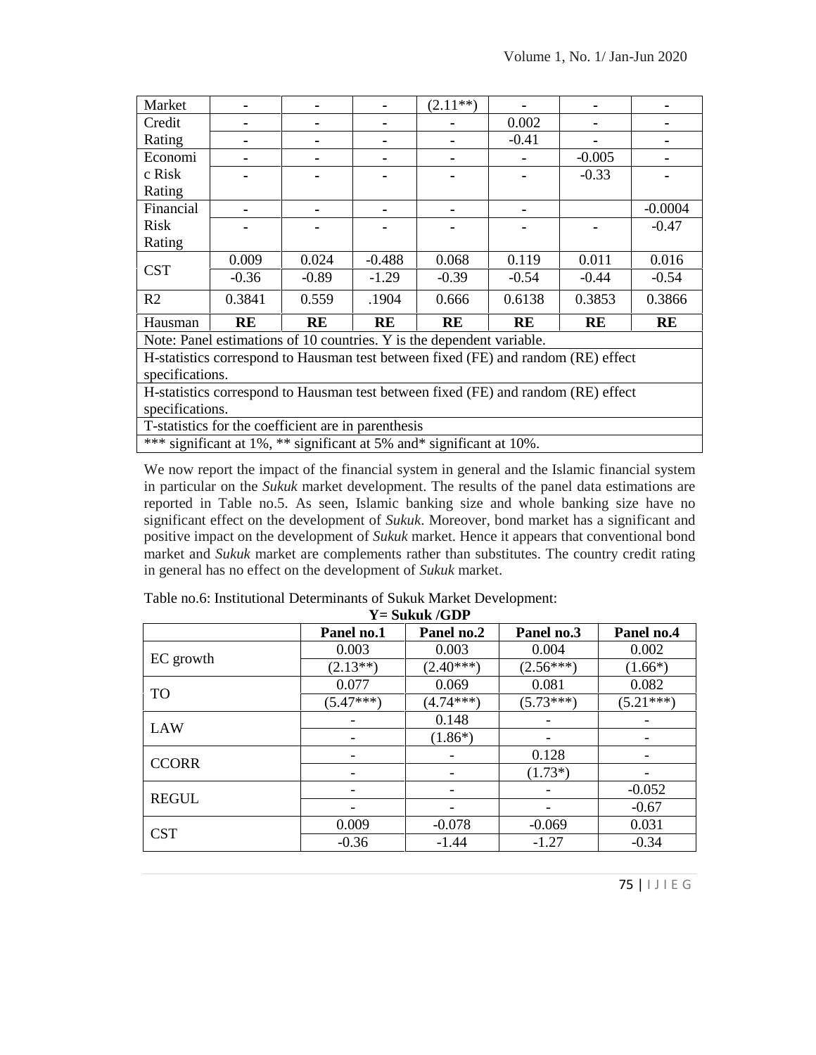| Market | - | - | - | (2.11**) | - | - | - |
|---|---|---|---|---|---|---|---|
| Credit | - | - | - | - | 0.002 | - | - |
| Rating | - | - | - | - | -0.41 | - | - |
| Economic Risk | - | - | - | - | - | -0.005 | - |
| Rating | - | - | - | - | - | -0.33 | - |
| Financial | - | - | - | - | - | | -0.0004 |
| Risk Rating | - | - | - | - | - | - | -0.47 |
| CST | 0.009 | 0.024 | -0.488 | 0.068 | 0.119 | 0.011 | 0.016 |
| | -0.36 | -0.89 | -1.29 | -0.39 | -0.54 | -0.44 | -0.54 |
| R2 | 0.3841 | 0.559 | .1904 | 0.666 | 0.6138 | 0.3853 | 0.3866 |
| Hausman | **RE** | **RE** | **RE** | **RE** | **RE** | **RE** | **RE** |

Note: Panel estimations of 10 countries. Y is the dependent variable.

H-statistics correspond to Hausman test between fixed (FE) and random (RE) effect specifications.

H-statistics correspond to Hausman test between fixed (FE) and random (RE) effect specifications.

T-statistics for the coefficient are in parenthesis

*** significant at 1%, ** significant at 5% and* significant at 10%.

We now report the impact of the financial system in general and the Islamic financial system in particular on the *Sukuk* market development. The results of the panel data estimations are reported in Table no.5. As seen, Islamic banking size and whole banking size have no significant effect on the development of *Sukuk*. Moreover, bond market has a significant and positive impact on the development of *Sukuk* market. Hence it appears that conventional bond market and *Sukuk* market are complements rather than substitutes. The country credit rating in general has no effect on the development of *Sukuk* market.

Table no.6: Institutional Determinants of Sukuk Market Development:

**Y= Sukuk /GDP**

| | **Panel no.1** | **Panel no.2** | **Panel no.3** | **Panel no.4** |
|---|---|---|---|---|
| EC growth | 0.003 | 0.003 | 0.004 | 0.002 |
| | (2.13**) | (2.40***) | (2.56***) | (1.66*) |
| TO | 0.077 | 0.069 | 0.081 | 0.082 |
| | (5.47***) | (4.74***) | (5.73***) | (5.21***) |
| LAW | - | 0.148 | - | - |
| | - | (1.86*) | - | - |
| CCORR | - | - | 0.128 | - |
| | - | - | (1.73*) | - |
| REGUL | - | - | - | -0.052 |
| | - | - | - | -0.67 |
| CST | 0.009 | -0.078 | -0.069 | 0.031 |
| | -0.36 | -1.44 | -1.27 | -0.34 |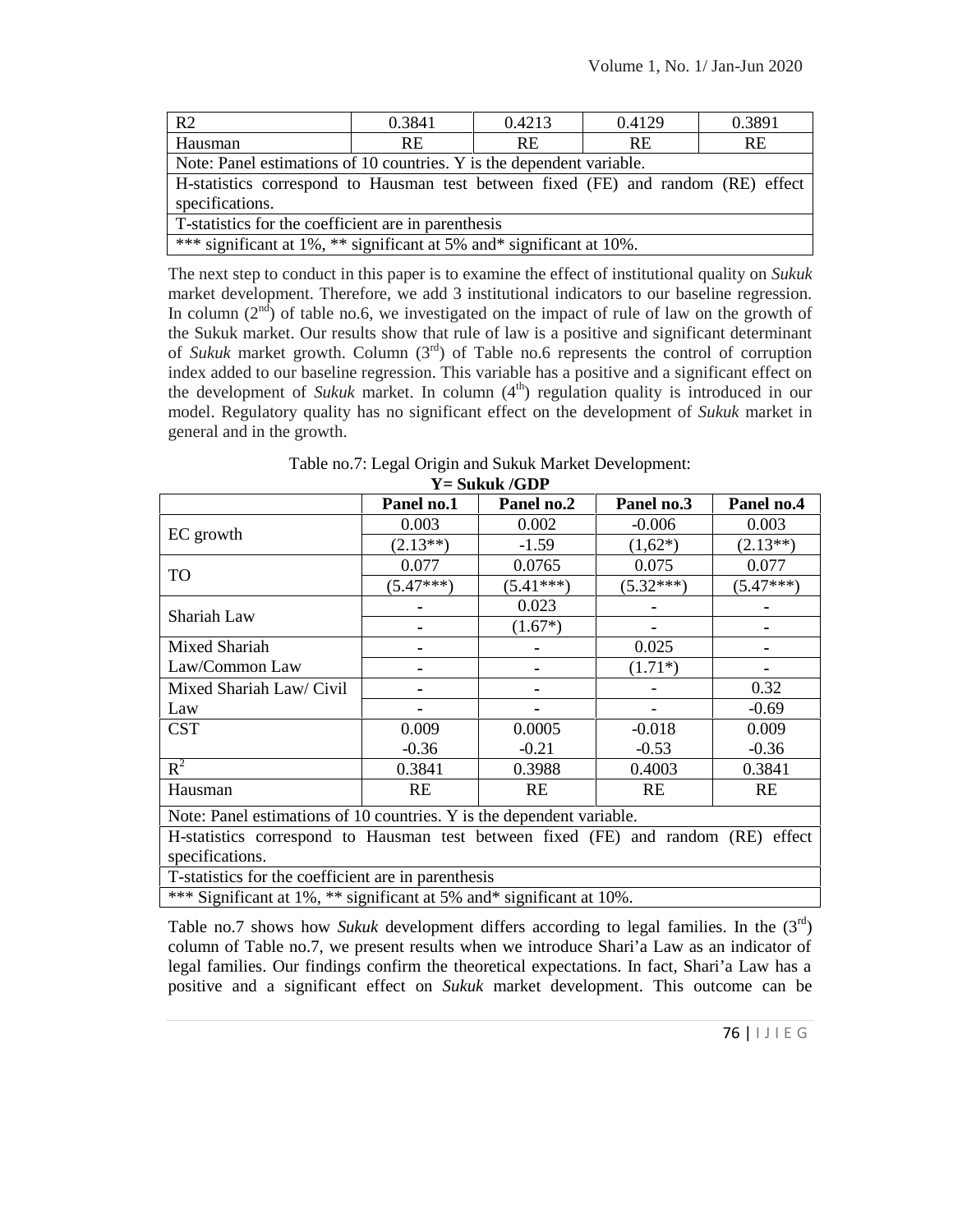| R2 | 0.3841 | 0.4213 | 0.4129 | 0.3891 |
| --- | --- | --- | --- | --- |
| Hausman | RE | RE | RE | RE |
| Note: Panel estimations of 10 countries. Y is the dependent variable. | | | | |
| H-statistics correspond to Hausman test between fixed (FE) and random (RE) effect specifications. | | | | |
| T-statistics for the coefficient are in parenthesis | | | | |
| *** significant at 1%, ** significant at 5% and* significant at 10%. | | | | |

The next step to conduct in this paper is to examine the effect of institutional quality on *Sukuk* market development. Therefore, we add 3 institutional indicators to our baseline regression. In column (2nd) of table no.6, we investigated on the impact of rule of law on the growth of the Sukuk market. Our results show that rule of law is a positive and significant determinant of *Sukuk* market growth. Column (3rd) of Table no.6 represents the control of corruption index added to our baseline regression. This variable has a positive and a significant effect on the development of *Sukuk* market. In column (4th) regulation quality is introduced in our model. Regulatory quality has no significant effect on the development of *Sukuk* market in general and in the growth.

Table no.7: Legal Origin and Sukuk Market Development:

**Y= Sukuk /GDP**

| | **Panel no.1** | **Panel no.2** | **Panel no.3** | **Panel no.4** |
| --- | --- | --- | --- | --- |
| EC growth | 0.003 | 0.002 | -0.006 | 0.003 |
| | (2.13**) | -1.59 | (1,62*) | (2.13**) |
| TO | 0.077 | 0.0765 | 0.075 | 0.077 |
| | (5.47***) | (5.41***) | (5.32***) | (5.47***) |
| Shariah Law | - | 0.023 | - | - |
| | - | (1.67*) | - | - |
| Mixed Shariah Law/Common Law | - | - | 0.025 | - |
| | - | - | (1.71*) | - |
| Mixed Shariah Law/ Civil Law | - | - | - | 0.32 |
| | - | - | - | -0.69 |
| CST | 0.009 | 0.0005 | -0.018 | 0.009 |
| | -0.36 | -0.21 | -0.53 | -0.36 |
| $R^2$ | 0.3841 | 0.3988 | 0.4003 | 0.3841 |
| Hausman | RE | RE | RE | RE |
| Note: Panel estimations of 10 countries. Y is the dependent variable. | | | | |
| H-statistics correspond to Hausman test between fixed (FE) and random (RE) effect specifications. | | | | |
| T-statistics for the coefficient are in parenthesis | | | | |
| *** Significant at 1%, ** significant at 5% and* significant at 10%. | | | | |

Table no.7 shows how *Sukuk* development differs according to legal families. In the (3rd) column of Table no.7, we present results when we introduce Shari'a Law as an indicator of legal families. Our findings confirm the theoretical expectations. In fact, Shari'a Law has a positive and a significant effect on *Sukuk* market development. This outcome can be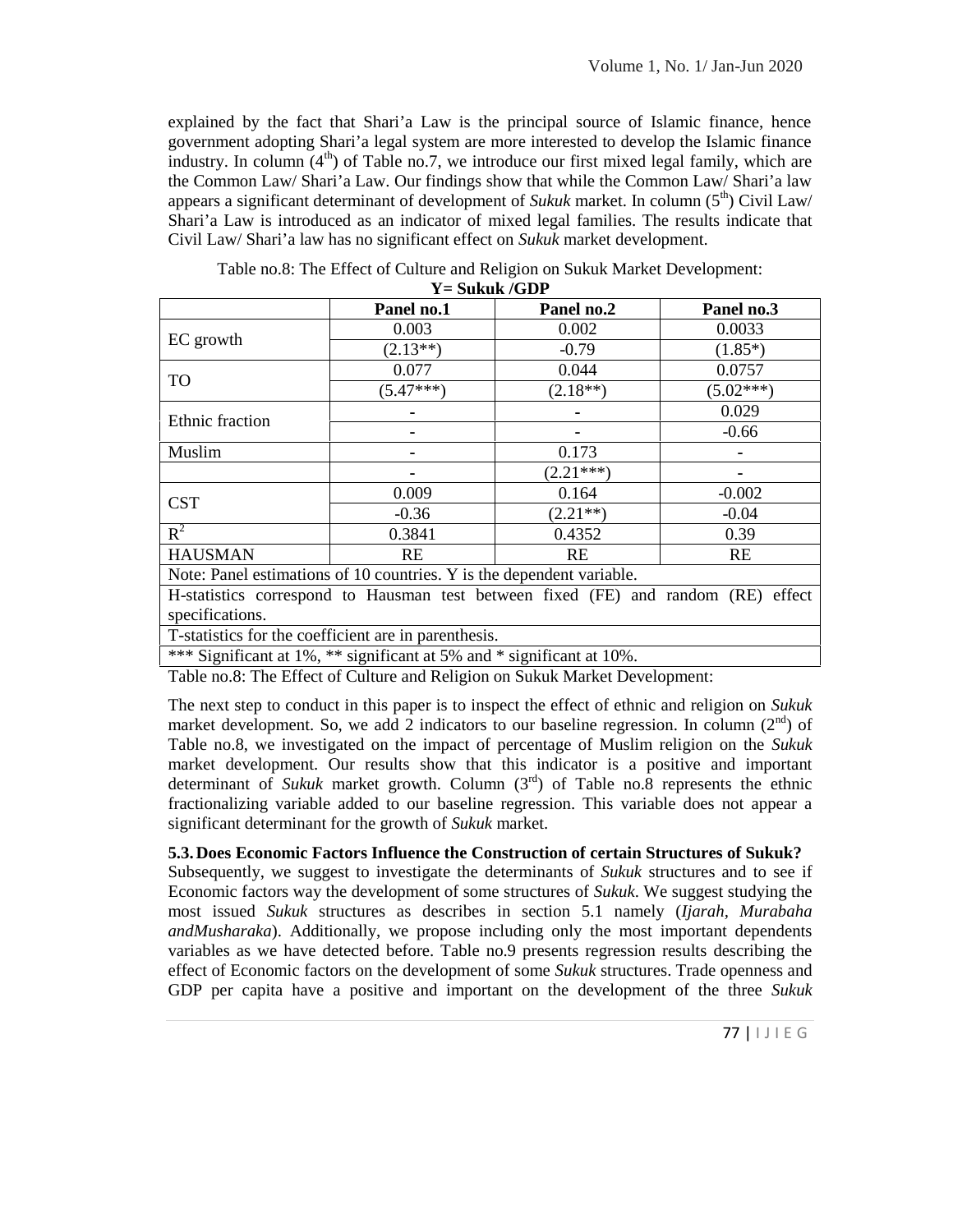explained by the fact that Shari'a Law is the principal source of Islamic finance, hence government adopting Shari'a legal system are more interested to develop the Islamic finance industry. In column (4[th]) of Table no.7, we introduce our first mixed legal family, which are the Common Law/ Shari'a Law. Our findings show that while the Common Law/ Shari'a law appears a significant determinant of development of *Sukuk* market. In column (5[th]) Civil Law/ Shari'a Law is introduced as an indicator of mixed legal families. The results indicate that Civil Law/ Shari'a law has no significant effect on *Sukuk* market development.

Table no.8: The Effect of Culture and Religion on Sukuk Market Development:
**Y= Sukuk /GDP**

| | **Panel no.1** | **Panel no.2** | **Panel no.3** |
|---|---|---|---|
| EC growth | 0.003 | 0.002 | 0.0033 |
| | (2.13**) | -0.79 | (1.85*) |
| TO | 0.077 | 0.044 | 0.0757 |
| | (5.47***) | (2.18**) | (5.02***) |
| Ethnic fraction | - | - | 0.029 |
| | - | - | -0.66 |
| Muslim | - | 0.173 | - |
| | - | (2.21***) | - |
| CST | 0.009 | 0.164 | -0.002 |
| | -0.36 | (2.21**) | -0.04 |
| $R^2$ | 0.3841 | 0.4352 | 0.39 |
| HAUSMAN | RE | RE | RE |
| Note: Panel estimations of 10 countries. Y is the dependent variable. | | | |
| H-statistics correspond to Hausman test between fixed (FE) and random (RE) effect specifications. | | | |
| T-statistics for the coefficient are in parenthesis. | | | |
| *** Significant at 1%, ** significant at 5% and * significant at 10%. | | | |

Table no.8: The Effect of Culture and Religion on Sukuk Market Development:

The next step to conduct in this paper is to inspect the effect of ethnic and religion on *Sukuk* market development. So, we add 2 indicators to our baseline regression. In column (2[nd]) of Table no.8, we investigated on the impact of percentage of Muslim religion on the *Sukuk* market development. Our results show that this indicator is a positive and important determinant of *Sukuk* market growth. Column (3[rd]) of Table no.8 represents the ethnic fractionalizing variable added to our baseline regression. This variable does not appear a significant determinant for the growth of *Sukuk* market.

### 5.3. Does Economic Factors Influence the Construction of certain Structures of Sukuk?

Subsequently, we suggest to investigate the determinants of *Sukuk* structures and to see if Economic factors way the development of some structures of *Sukuk*. We suggest studying the most issued *Sukuk* structures as describes in section 5.1 namely (*Ijarah*, *Murabaha andMusharaka*). Additionally, we propose including only the most important dependents variables as we have detected before. Table no.9 presents regression results describing the effect of Economic factors on the development of some *Sukuk* structures. Trade openness and GDP per capita have a positive and important on the development of the three *Sukuk*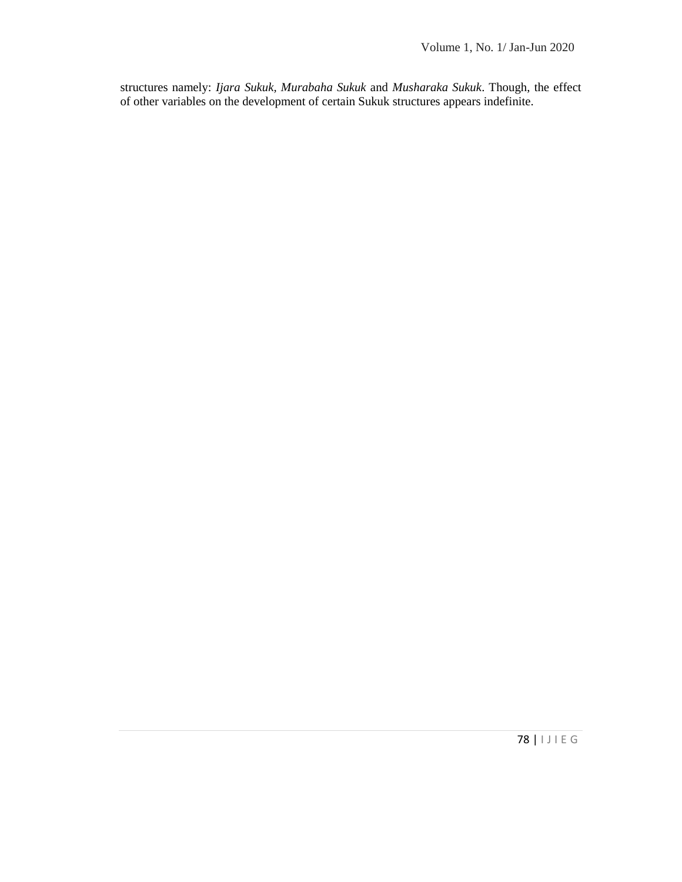structures namely: *Ijara Sukuk*, *Murabaha Sukuk* and *Musharaka Sukuk*. Though, the effect of other variables on the development of certain Sukuk structures appears indefinite.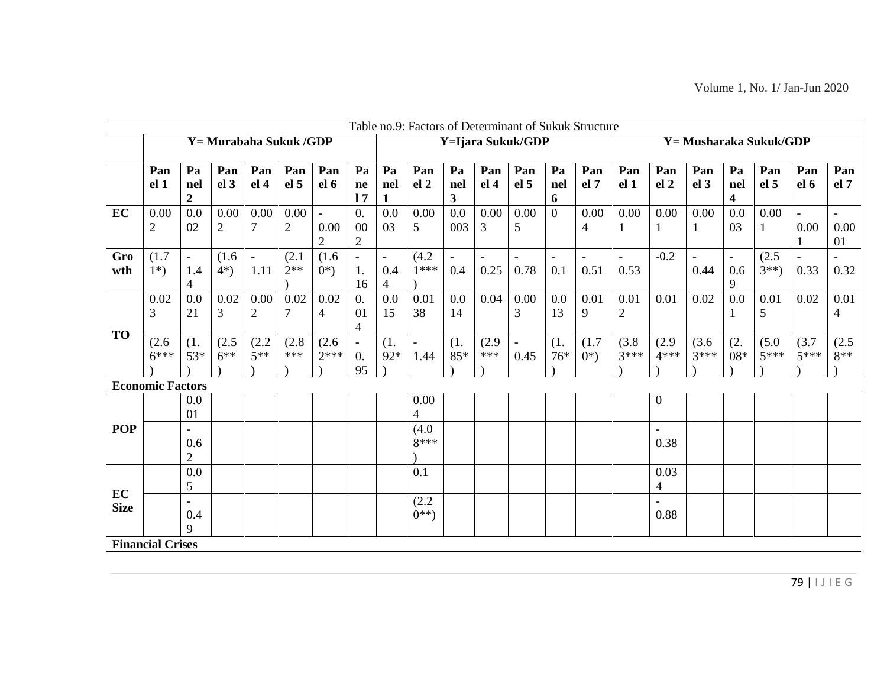Table no.9: Factors of Determinant of Sukuk Structure

| | Y= Murabaha Sukuk /GDP | | | | | | | Y=Ijara Sukuk/GDP | | | | | | | Y= Musharaka Sukuk/GDP | | | | | | |
|---|---|---|---|---|---|---|---|---|---|---|---|---|---|---|---|---|---|---|---|---|---|
| | **Panel 1** | **Panel 2** | **Panel 3** | **Panel 4** | **Panel 5** | **Panel 6** | **Panel 7** | **Panel 1** | **Panel 2** | **Panel 3** | **Panel 4** | **Panel 5** | **Panel 6** | **Panel 7** | **Panel 1** | **Panel 2** | **Panel 3** | **Panel 4** | **Panel 5** | **Panel 6** | **Panel 7** |
| **EC** | 0.002 | 0.002 | 0.002 | 0.007 | 0.002 | -0.002 | 0.002 | 0.003 | 0.005 | 0.0003 | 0.003 | 0.005 | 0 | 0.004 | 0.001 | 0.001 | 0.001 | 0.003 | 0.001 | -0.001 | -0.0001 |
| **Growth** | (1.71*) | -1.44 | (1.64*) | -1.11 | (2.12**) | (1.60*) | -1.16 | -0.44 | (4.21***) | -0.4 | -0.25 | -0.78 | -0.1 | -0.51 | -0.53 | -0.2 | -0.44 | -0.69 | (2.53**) | -0.33 | -0.32 |
| **TO** | 0.023 | 0.021 | 0.023 | 0.002 | 0.027 | 0.024 | 0.014 | 0.015 | 0.0138 | 0.014 | 0.04 | 0.003 | 0.013 | 0.019 | 0.012 | 0.01 | 0.02 | 0.01 | 0.015 | 0.02 | 0.014 |
| | (2.66***) | (1.53*) | (2.56**) | (2.25**) | (2.8***) | (2.62***) | -0.95 | (1.92*) | -1.44 | (1.85*) | (2.9***) | -0.45 | (1.76*) | (1.70*) | (3.83***) | (2.94***) | (3.63***) | (2.08*) | (5.05***) | (3.75***) | (2.58**) |
| **Economic Factors** | | | | | | | | | | | | | | | | | | | | | |
| **POP** | | 0.001 | | | | | | | 0.004 | | | | | | | 0 | | | | | |
| | | -0.62 | | | | | | | (4.08***) | | | | | | | -0.38 | | | | | |
| **EC Size** | | 0.05 | | | | | | | 0.1 | | | | | | | 0.034 | | | | | |
| | | -0.49 | | | | | | | (2.20**) | | | | | | | -0.88 | | | | | |
| **Financial Crises** | | | | | | | | | | | | | | | | | | | | | |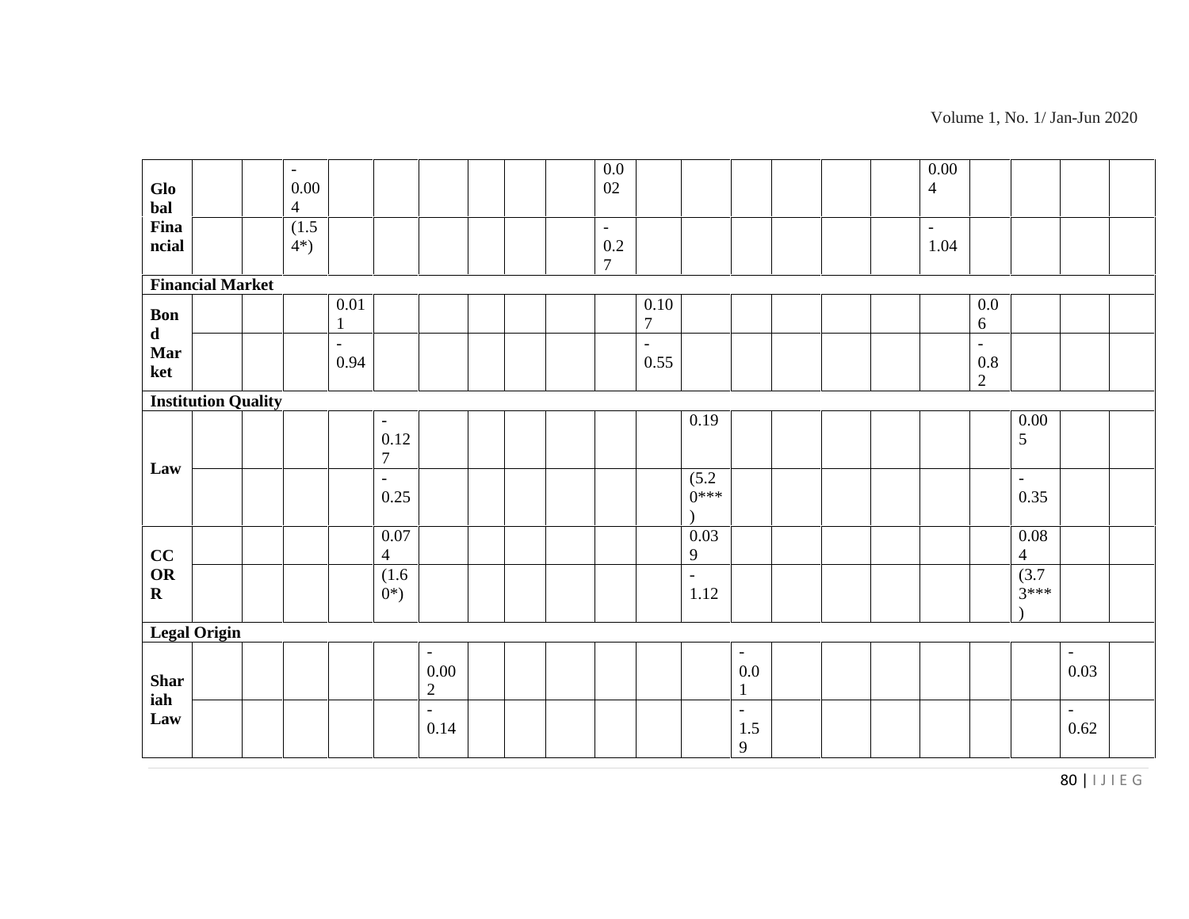| | | | | | | | | | | | | | | | | | | | | | |
|---|---|---|---|---|---|---|---|---|---|---|---|---|---|---|---|---|---|---|---|---|---|
| **Global Financial** | | | -0.004 | | | | | | | 0.002 | | | | | | | 0.004 | | | | |
| | | | (1.54*) | | | | | | | -0.27 | | | | | | | -1.04 | | | | |
| **Financial Market** | | | | | | | | | | | | | | | | | | | | | |
| **Bond Market** | | | | 0.011 | | | | | | | 0.107 | | | | | | | 0.06 | | | |
| | | | | -0.94 | | | | | | | -0.55 | | | | | | | -0.82 | | | |
| **Institution Quality** | | | | | | | | | | | | | | | | | | | | | |
| **Law** | | | | | -0.127 | | | | | | | 0.19 | | | | | | | 0.005 | | |
| | | | | | -0.25 | | | | | | | (5.20***) | | | | | | | -0.35 | | |
| **CCORR** | | | | | 0.074 | | | | | | | 0.039 | | | | | | | 0.084 | | |
| | | | | | (1.60*) | | | | | | | -1.12 | | | | | | | (3.73***) | | |
| **Legal Origin** | | | | | | | | | | | | | | | | | | | | | |
| **Shariah Law** | | | | | | -0.002 | | | | | | | -0.01 | | | | | | | -0.03 | |
| | | | | | | -0.14 | | | | | | | -1.59 | | | | | | | -0.62 | |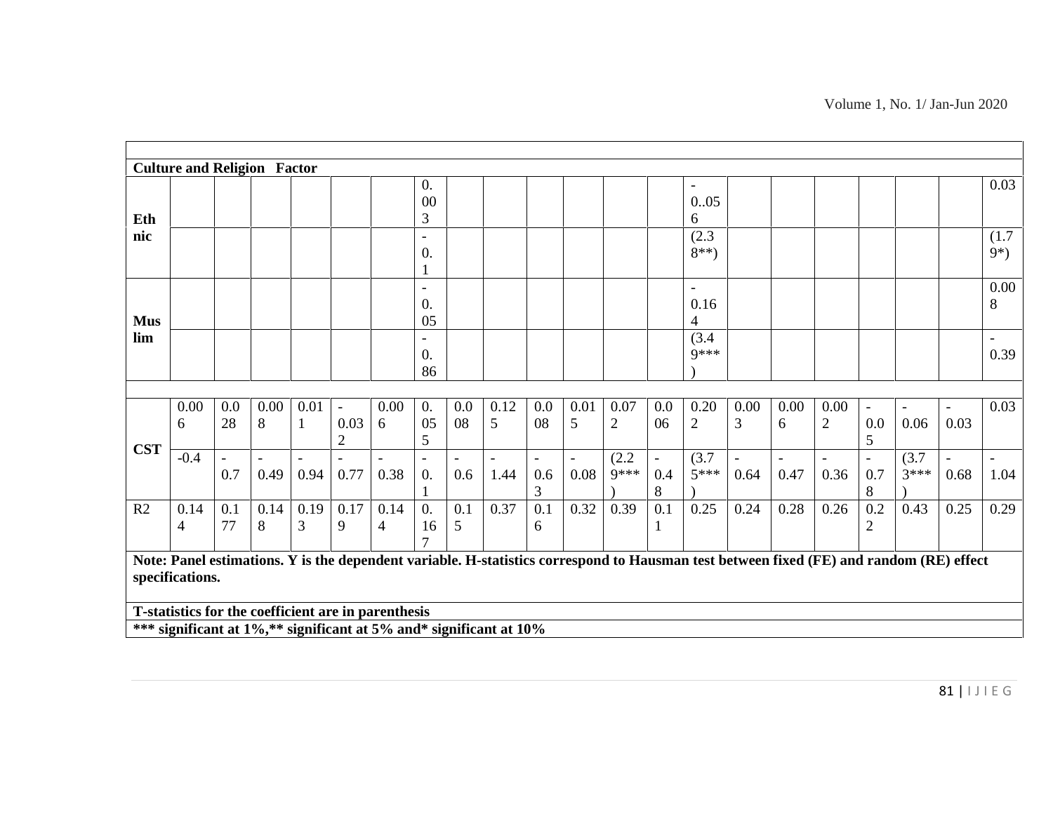| | | | | | | | | | | | | | | | | | | | | | |
|---|---|---|---|---|---|---|---|---|---|---|---|---|---|---|---|---|---|---|---|---|---|
| **Culture and Religion Factor** | | | | | | | | | | | | | | | | | | | | | |
| **Ethnic** | | | | | | | 0.003 | | | | | | | -0..056 | | | | | | | 0.03 |
| | | | | | | | -0.1 | | | | | | | (2.38**) | | | | | | | (1.79*) |
| **Muslim** | | | | | | | -0.05 | | | | | | | -0.164 | | | | | | | 0.008 |
| | | | | | | | -0.86 | | | | | | | (3.49***) | | | | | | | -0.39 |
| | | | | | | | | | | | | | | | | | | | | | |
| **CST** | 0.006 | 0.028 | 0.008 | 0.011 | -0.032 | 0.006 | 0.055 | 0.008 | 0.125 | 0.008 | 0.015 | 0.072 | 0.006 | 0.202 | 0.003 | 0.006 | 0.002 | -0.05 | -0.06 | -0.03 | 0.03 |
| | -0.4 | -0.7 | -0.49 | -0.94 | -0.77 | -0.38 | -0.1 | -0.6 | -1.44 | -0.63 | -0.08 | (2.29***) | -0.48 | (3.75***) | -0.64 | -0.47 | -0.36 | -0.78 | (3.73***) | -0.68 | -1.04 |
| R2 | 0.144 | 0.177 | 0.148 | 0.193 | 0.179 | 0.144 | 0.167 | 0.15 | 0.37 | 0.16 | 0.32 | 0.39 | 0.11 | 0.25 | 0.24 | 0.28 | 0.26 | 0.22 | 0.43 | 0.25 | 0.29 |

**Note: Panel estimations. Y is the dependent variable. H-statistics correspond to Hausman test between fixed (FE) and random (RE) effect specifications.**

**T-statistics for the coefficient are in parenthesis**

**\*\*\* significant at 1%,\*\* significant at 5% and\* significant at 10%**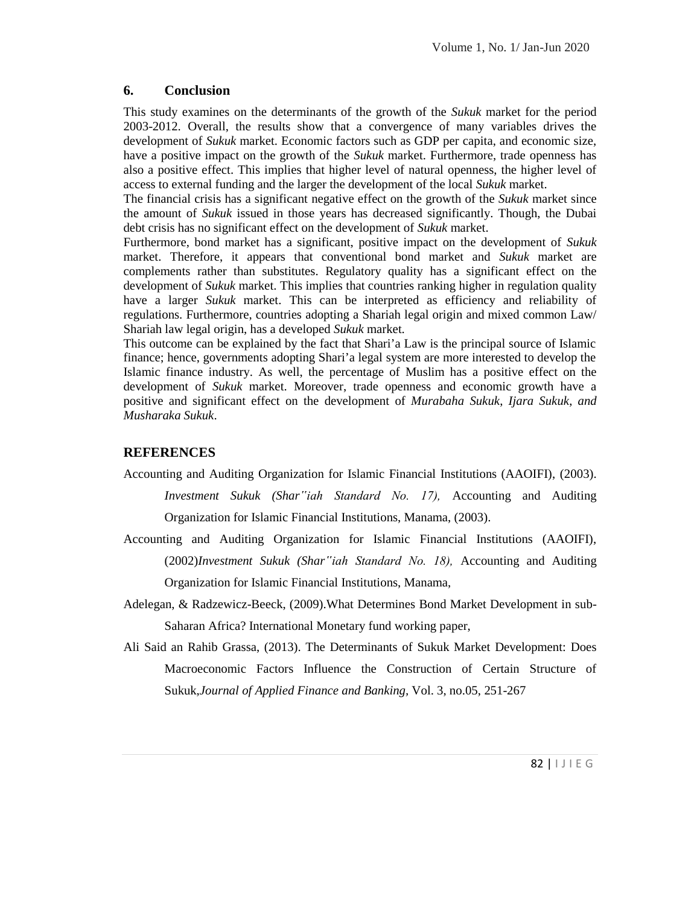## 6. Conclusion

This study examines on the determinants of the growth of the *Sukuk* market for the period 2003-2012. Overall, the results show that a convergence of many variables drives the development of *Sukuk* market. Economic factors such as GDP per capita, and economic size, have a positive impact on the growth of the *Sukuk* market. Furthermore, trade openness has also a positive effect. This implies that higher level of natural openness, the higher level of access to external funding and the larger the development of the local *Sukuk* market.

The financial crisis has a significant negative effect on the growth of the *Sukuk* market since the amount of *Sukuk* issued in those years has decreased significantly. Though, the Dubai debt crisis has no significant effect on the development of *Sukuk* market.

Furthermore, bond market has a significant, positive impact on the development of *Sukuk* market. Therefore, it appears that conventional bond market and *Sukuk* market are complements rather than substitutes. Regulatory quality has a significant effect on the development of *Sukuk* market. This implies that countries ranking higher in regulation quality have a larger *Sukuk* market. This can be interpreted as efficiency and reliability of regulations. Furthermore, countries adopting a Shariah legal origin and mixed common Law/ Shariah law legal origin, has a developed *Sukuk* market.

This outcome can be explained by the fact that Shari'a Law is the principal source of Islamic finance; hence, governments adopting Shari'a legal system are more interested to develop the Islamic finance industry. As well, the percentage of Muslim has a positive effect on the development of *Sukuk* market. Moreover, trade openness and economic growth have a positive and significant effect on the development of *Murabaha Sukuk*, *Ijara Sukuk*, *and Musharaka Sukuk*.

## REFERENCES

Accounting and Auditing Organization for Islamic Financial Institutions (AAOIFI), (2003). *Investment Sukuk (Shar"iah Standard No. 17),* Accounting and Auditing Organization for Islamic Financial Institutions, Manama, (2003).

Accounting and Auditing Organization for Islamic Financial Institutions (AAOIFI), (2002)*Investment Sukuk (Shar"iah Standard No. 18),* Accounting and Auditing Organization for Islamic Financial Institutions, Manama,

Adelegan, & Radzewicz-Beeck, (2009).What Determines Bond Market Development in sub-Saharan Africa? International Monetary fund working paper,

Ali Said an Rahib Grassa, (2013). The Determinants of Sukuk Market Development: Does Macroeconomic Factors Influence the Construction of Certain Structure of Sukuk,*Journal of Applied Finance and Banking,* Vol. 3, no.05, 251-267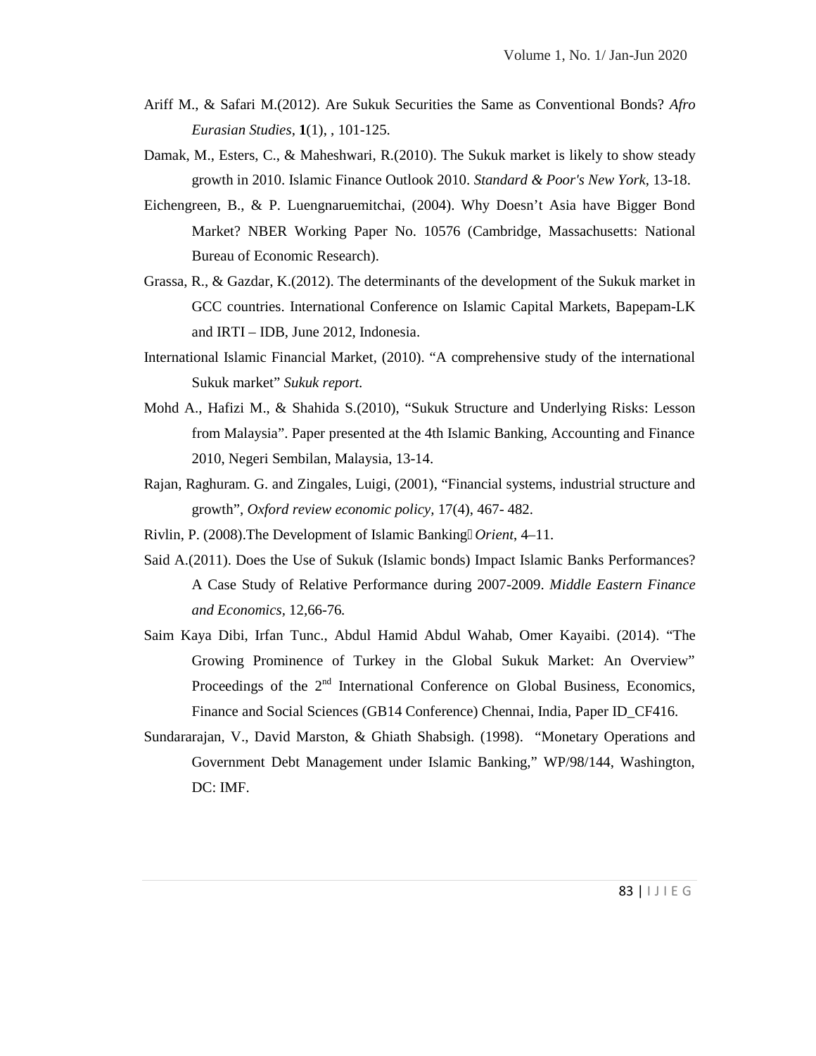Ariff M., & Safari M.(2012). Are Sukuk Securities the Same as Conventional Bonds? *Afro Eurasian Studies*, **1**(1), , 101-125.

Damak, M., Esters, C., & Maheshwari, R.(2010). The Sukuk market is likely to show steady growth in 2010. Islamic Finance Outlook 2010. *Standard & Poor's New York*, 13-18.

Eichengreen, B., & P. Luengnaruemitchai, (2004). Why Doesn't Asia have Bigger Bond Market? NBER Working Paper No. 10576 (Cambridge, Massachusetts: National Bureau of Economic Research).

Grassa, R., & Gazdar, K.(2012). The determinants of the development of the Sukuk market in GCC countries. International Conference on Islamic Capital Markets, Bapepam-LK and IRTI – IDB, June 2012, Indonesia.

International Islamic Financial Market, (2010). "A comprehensive study of the international Sukuk market" *Sukuk report.*

Mohd A., Hafizi M., & Shahida S.(2010), "Sukuk Structure and Underlying Risks: Lesson from Malaysia". Paper presented at the 4th Islamic Banking, Accounting and Finance 2010, Negeri Sembilan, Malaysia, 13-14.

Rajan, Raghuram. G. and Zingales, Luigi, (2001), "Financial systems, industrial structure and growth", *Oxford review economic policy*, 17(4), 467- 482.

Rivlin, P. (2008).The Development of Islamic Banking *Orient*, 4–11.

Said A.(2011). Does the Use of Sukuk (Islamic bonds) Impact Islamic Banks Performances? A Case Study of Relative Performance during 2007-2009. *Middle Eastern Finance and Economics*, 12,66-76.

Saim Kaya Dibi, Irfan Tunc., Abdul Hamid Abdul Wahab, Omer Kayaibi. (2014). "The Growing Prominence of Turkey in the Global Sukuk Market: An Overview" Proceedings of the 2nd International Conference on Global Business, Economics, Finance and Social Sciences (GB14 Conference) Chennai, India, Paper ID_CF416.

Sundararajan, V., David Marston, & Ghiath Shabsigh. (1998). "Monetary Operations and Government Debt Management under Islamic Banking," WP/98/144, Washington, DC: IMF.